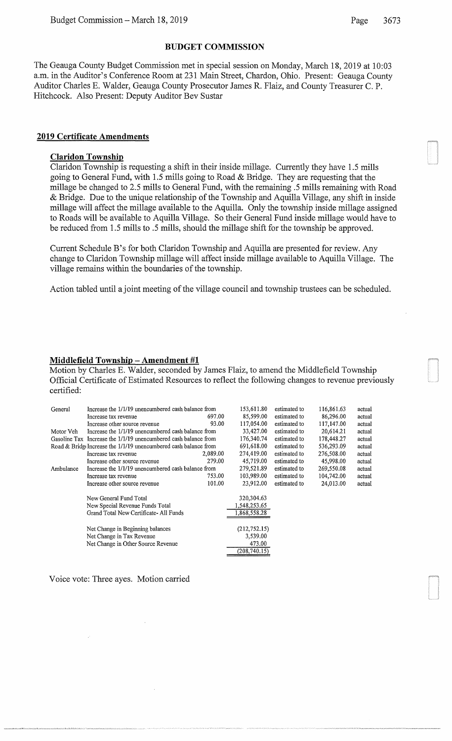## BUDGET COMMISSION

The Geauga County Budget Commission met in special session on Monday, March 18, 2019 at 10:03 a.m. in the Auditor's Conference Room at 231 Main Street, Chardon, Ohio. Present: Geauga County Auditor Charles E. Walder, Geauga County Prosecutor James R. Flaiz, and County Treasurer C. P. Hitchcock. Also Present: Deputy Auditor Bev Sustar

### 2019 Certificate Amendments

#### Claridon Township

Claridon Township is requesting a shift in their inside millage. Currently they have 1.5 mills going to General Fund, with 1.5 mills going to Road & Bridge. They are requesting that the millage be changed to 2.5 mills to General Fund, with the remaining .5 mills remaining with Road & Bridge. Due to the unique relationship of the Township and Aquilla Village, any shift in inside millage will affect the millage available to the Aquilla. Only the township inside millage assigned to Roads will be available to Aquilla Village. So their General Fund inside millage would have to be reduced from 1.5 mills to .5 mills, should the millage shift for the township be approved.

Current Schedule B's for both Claridon Township and Aquilla are presented for review. Any change to Claridon Township millage will affect inside millage available to Aquilla Village. The village remains within the boundaries of the township.

Action tabled until a joint meeting of the village council and township trustees can be scheduled.

#### Middlefield Township – Amendment #1

Motion by Charles E. Walder, seconded by James Flaiz, to amend the Middlefield Township Official Certificate of Estimated Resources to reflect the following changes to revenue previously certified:

| Fund | Description | Change | Amount | | Amount | |
|---|---|---|---|---|---|---|
| General | Increase the 1/1/19 unencumbered cash balance from | | 153,611.80 | estimated to | 116,861.63 | actual |
| | Increase tax revenue | 697.00 | 85,599.00 | estimated to | 86,296.00 | actual |
| | Increase other source revenue | 93.00 | 117,054.00 | estimated to | 117,147.00 | actual |
| Motor Veh | Increase the 1/1/19 unencumbered cash balance from | | 33,427.00 | estimated to | 20,614.21 | actual |
| Gasoline Tax | Increase the 1/1/19 unencumbered cash balance from | | 176,340.74 | estimated to | 178,448.27 | actual |
| Road & Bridge | Increase the 1/1/19 unencumbered cash balance from | | 691,618.00 | estimated to | 536,293.09 | actual |
| | Increase tax revenue | 2,089.00 | 274,419.00 | estimated to | 276,508.00 | actual |
| | Increase other source revenue | 279.00 | 45,719.00 | estimated to | 45,998.00 | actual |
| Ambulance | Increase the 1/1/19 unencumbered cash balance from | | 279,521.89 | estimated to | 269,550.08 | actual |
| | Increase tax revenue | 753.00 | 103,989.00 | estimated to | 104,742.00 | actual |
| | Increase other source revenue | 101.00 | 23,912.00 | estimated to | 24,013.00 | actual |

| | |
|---|---|
| New General Fund Total | 320,304.63 |
| New Special Revenue Funds Total | 1,548,253.65 |
| Grand Total New Certificate- All Funds | 1,868,558.28 |
| Net Change in Beginning balances | (212,752.15) |
| Net Change in Tax Revenue | 3,539.00 |
| Net Change in Other Source Revenue | 473.00 |
| | (208,740.15) |

Voice vote: Three ayes. Motion carried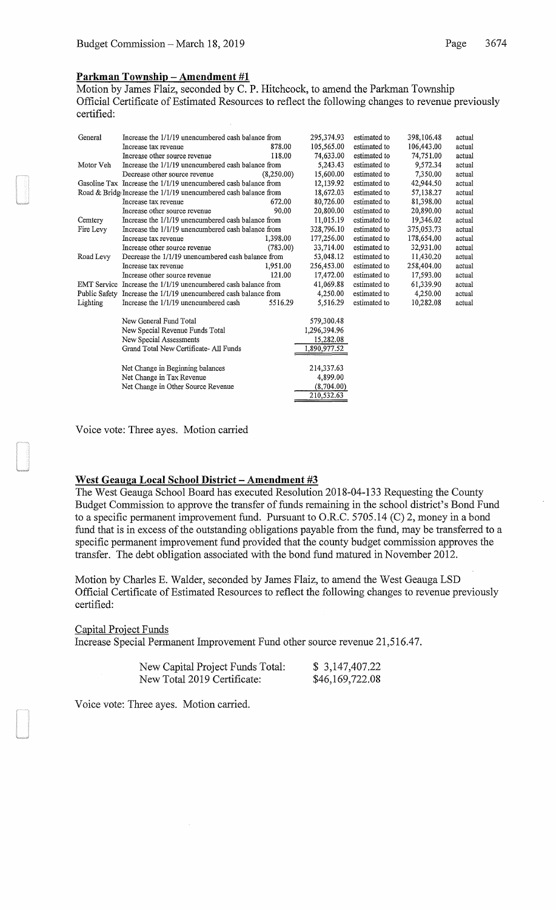## Parkman Township – Amendment #1

Motion by James Flaiz, seconded by C. P. Hitchcock, to amend the Parkman Township Official Certificate of Estimated Resources to reflect the following changes to revenue previously certified:

| Fund | Description | Change | Previous | | New | |
|---|---|---|---|---|---|---|
| General | Increase the 1/1/19 unencumbered cash balance from | | 295,374.93 | estimated to | 398,106.48 | actual |
| | Increase tax revenue | 878.00 | 105,565.00 | estimated to | 106,443.00 | actual |
| | Increase other source revenue | 118.00 | 74,633.00 | estimated to | 74,751.00 | actual |
| Motor Veh | Increase the 1/1/19 unencumbered cash balance from | | 5,243.43 | estimated to | 9,572.34 | actual |
| | Decrease other source revenue | (8,250.00) | 15,600.00 | estimated to | 7,350.00 | actual |
| Gasoline Tax | Increase the 1/1/19 unencumbered cash balance from | | 12,139.92 | estimated to | 42,944.50 | actual |
| Road & Bridge | Increase the 1/1/19 unencumbered cash balance from | | 18,672.03 | estimated to | 57,138.27 | actual |
| | Increase tax revenue | 672.00 | 80,726.00 | estimated to | 81,398.00 | actual |
| | Increase other source revenue | 90.00 | 20,800.00 | estimated to | 20,890.00 | actual |
| Cemtery | Increase the 1/1/19 unencumbered cash balance from | | 11,015.19 | estimated to | 19,346.02 | actual |
| Fire Levy | Increase the 1/1/19 unencumbered cash balance from | | 328,796.10 | estimated to | 375,053.73 | actual |
| | Increase tax revenue | 1,398.00 | 177,256.00 | estimated to | 178,654.00 | actual |
| | Increase other source revenue | (783.00) | 33,714.00 | estimated to | 32,931.00 | actual |
| Road Levy | Decrease the 1/1/19 unencumbered cash balance from | | 53,048.12 | estimated to | 11,430.20 | actual |
| | Increase tax revenue | 1,951.00 | 256,453.00 | estimated to | 258,404.00 | actual |
| | Increase other source revenue | 121.00 | 17,472.00 | estimated to | 17,593.00 | actual |
| EMT Service | Increase the 1/1/19 unencumbered cash balance from | | 41,069.88 | estimated to | 61,339.90 | actual |
| Public Safety | Increase the 1/1/19 unencumbered cash balance from | | 4,250.00 | estimated to | 4,250.00 | actual |
| Lighting | Increase the 1/1/19 unencumbered cash | 5516.29 | 5,516.29 | estimated to | 10,282.08 | actual |

| | |
|---|---|
| New General Fund Total | 579,300.48 |
| New Special Revenue Funds Total | 1,296,394.96 |
| New Special Assessments | 15,282.08 |
| Grand Total New Certificate- All Funds | 1,890,977.52 |
| | |
| Net Change in Beginning balances | 214,337.63 |
| Net Change in Tax Revenue | 4,899.00 |
| Net Change in Other Source Revenue | (8,704.00) |
| | 210,532.63 |

Voice vote: Three ayes. Motion carried

## West Geauga Local School District – Amendment #3

The West Geauga School Board has executed Resolution 2018-04-133 Requesting the County Budget Commission to approve the transfer of funds remaining in the school district's Bond Fund to a specific permanent improvement fund. Pursuant to O.R.C. 5705.14 (C) 2, money in a bond fund that is in excess of the outstanding obligations payable from the fund, may be transferred to a specific permanent improvement fund provided that the county budget commission approves the transfer. The debt obligation associated with the bond fund matured in November 2012.

Motion by Charles E. Walder, seconded by James Flaiz, to amend the West Geauga LSD Official Certificate of Estimated Resources to reflect the following changes to revenue previously certified:

Capital Project Funds

Increase Special Permanent Improvement Fund other source revenue 21,516.47.

| | |
|---|---|
| New Capital Project Funds Total: | $ 3,147,407.22 |
| New Total 2019 Certificate: | $46,169,722.08 |

Voice vote: Three ayes. Motion carried.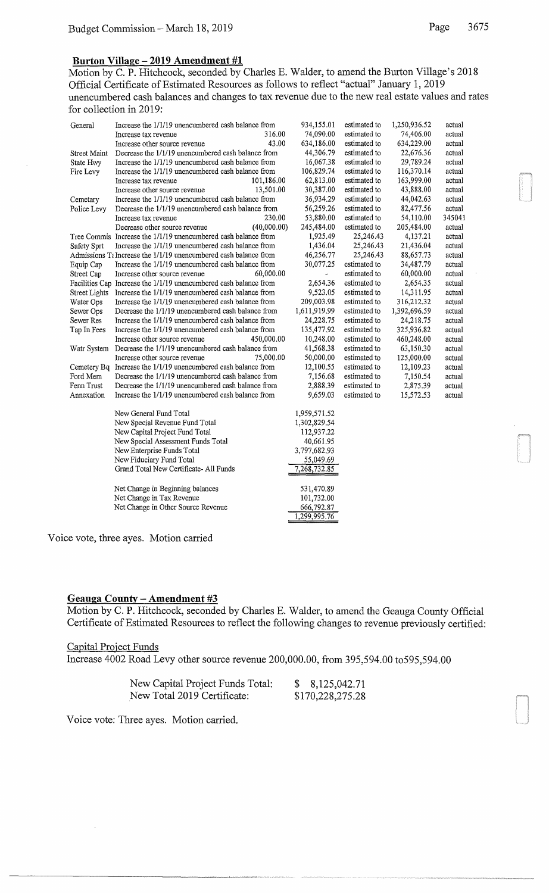## Burton Village – 2019 Amendment #1

Motion by C. P. Hitchcock, seconded by Charles E. Walder, to amend the Burton Village's 2018 Official Certificate of Estimated Resources as follows to reflect "actual" January 1, 2019 unencumbered cash balances and changes to tax revenue due to the new real estate values and rates for collection in 2019:

| Fund | Description | Change | From | | To | |
|---|---|---|---|---|---|---|
| General | Increase the 1/1/19 unencumbered cash balance from | | 934,155.01 | estimated to | 1,250,936.52 | actual |
| | Increase tax revenue | 316.00 | 74,090.00 | estimated to | 74,406.00 | actual |
| | Increase other source revenue | 43.00 | 634,186.00 | estimated to | 634,229.00 | actual |
| Street Maint | Decrease the 1/1/19 unencumbered cash balance from | | 44,306.79 | estimated to | 22,676.36 | actual |
| State Hwy | Increase the 1/1/19 unencumbered cash balance from | | 16,067.38 | estimated to | 29,789.24 | actual |
| Fire Levy | Increase the 1/1/19 unencumbered cash balance from | | 106,829.74 | estimated to | 116,370.14 | actual |
| | Increase tax revenue | 101,186.00 | 62,813.00 | estimated to | 163,999.00 | actual |
| | Increase other source revenue | 13,501.00 | 30,387.00 | estimated to | 43,888.00 | actual |
| Cemetary | Increase the 1/1/19 unencumbered cash balance from | | 36,934.29 | estimated to | 44,042.63 | actual |
| Police Levy | Decrease the 1/1/19 unencumbered cash balance from | | 56,259.26 | estimated to | 82,477.56 | actual |
| | Increase tax revenue | 230.00 | 53,880.00 | estimated to | 54,110.00 | 345041 |
| | Decrease other source revenue | (40,000.00) | 245,484.00 | estimated to | 205,484.00 | actual |
| Tree Commis | Increase the 1/1/19 unencumbered cash balance from | | 1,925.49 | 25,246.43 | 4,137.21 | actual |
| Safety Sprt | Increase the 1/1/19 unencumbered cash balance from | | 1,436.04 | 25,246.43 | 21,436.04 | actual |
| Admissions T | Increase the 1/1/19 unencumbered cash balance from | | 46,256.77 | 25,246.43 | 88,657.73 | actual |
| Equip Cap | Increase the 1/1/19 unencumbered cash balance from | | 30,077.25 | estimated to | 34,487.79 | actual |
| Street Cap | Increase other source revenue | 60,000.00 | - | estimated to | 60,000.00 | actual |
| Facilities Cap | Increase the 1/1/19 unencumbered cash balance from | | 2,654.36 | estimated to | 2,654.35 | actual |
| Street Lights | Increase the 1/1/19 unencumbered cash balance from | | 9,523.05 | estimated to | 14,311.95 | actual |
| Water Ops | Increase the 1/1/19 unencumbered cash balance from | | 209,003.98 | estimated to | 316,212.32 | actual |
| Sewer Ops | Decrease the 1/1/19 unencumbered cash balance from | | 1,611,919.99 | estimated to | 1,392,696.59 | actual |
| Sewer Res | Increase the 1/1/19 unencumbered cash balance from | | 24,228.75 | estimated to | 24,218.75 | actual |
| Tap In Fees | Increase the 1/1/19 unencumbered cash balance from | | 135,477.92 | estimated to | 325,936.82 | actual |
| | Increase other source revenue | 450,000.00 | 10,248.00 | estimated to | 460,248.00 | actual |
| Watr System | Decrease the 1/1/19 unencumbered cash balance from | | 41,568.38 | estimated to | 63,150.30 | actual |
| | Increase other source revenue | 75,000.00 | 50,000.00 | estimated to | 125,000.00 | actual |
| Cemetery Bq | Increase the 1/1/19 unencumbered cash balance from | | 12,100.55 | estimated to | 12,109.23 | actual |
| Ford Mem | Decrease the 1/1/19 unencumbered cash balance from | | 7,156.68 | estimated to | 7,150.54 | actual |
| Fenn Trust | Decrease the 1/1/19 unencumbered cash balance from | | 2,888.39 | estimated to | 2,875.39 | actual |
| Annexation | Increase the 1/1/19 unencumbered cash balance from | | 9,659.03 | estimated to | 15,572.53 | actual |

| | |
|---|---|
| New General Fund Total | 1,959,571.52 |
| New Special Revenue Fund Total | 1,302,829.54 |
| New Capital Project Fund Total | 112,937.22 |
| New Special Assessment Funds Total | 40,661.95 |
| New Enterprise Funds Total | 3,797,682.93 |
| New Fiduciary Fund Total | 55,049.69 |
| Grand Total New Certificate- All Funds | 7,268,732.85 |
| | |
| Net Change in Beginning balances | 531,470.89 |
| Net Change in Tax Revenue | 101,732.00 |
| Net Change in Other Source Revenue | 666,792.87 |
| | 1,299,995.76 |

Voice vote, three ayes. Motion carried

## Geauga County – Amendment #3

Motion by C. P. Hitchcock, seconded by Charles E. Walder, to amend the Geauga County Official Certificate of Estimated Resources to reflect the following changes to revenue previously certified:

Capital Project Funds

Increase 4002 Road Levy other source revenue 200,000.00, from 395,594.00 to595,594.00

| | |
|---|---|
| New Capital Project Funds Total: | $ 8,125,042.71 |
| New Total 2019 Certificate: | $170,228,275.28 |

Voice vote: Three ayes. Motion carried.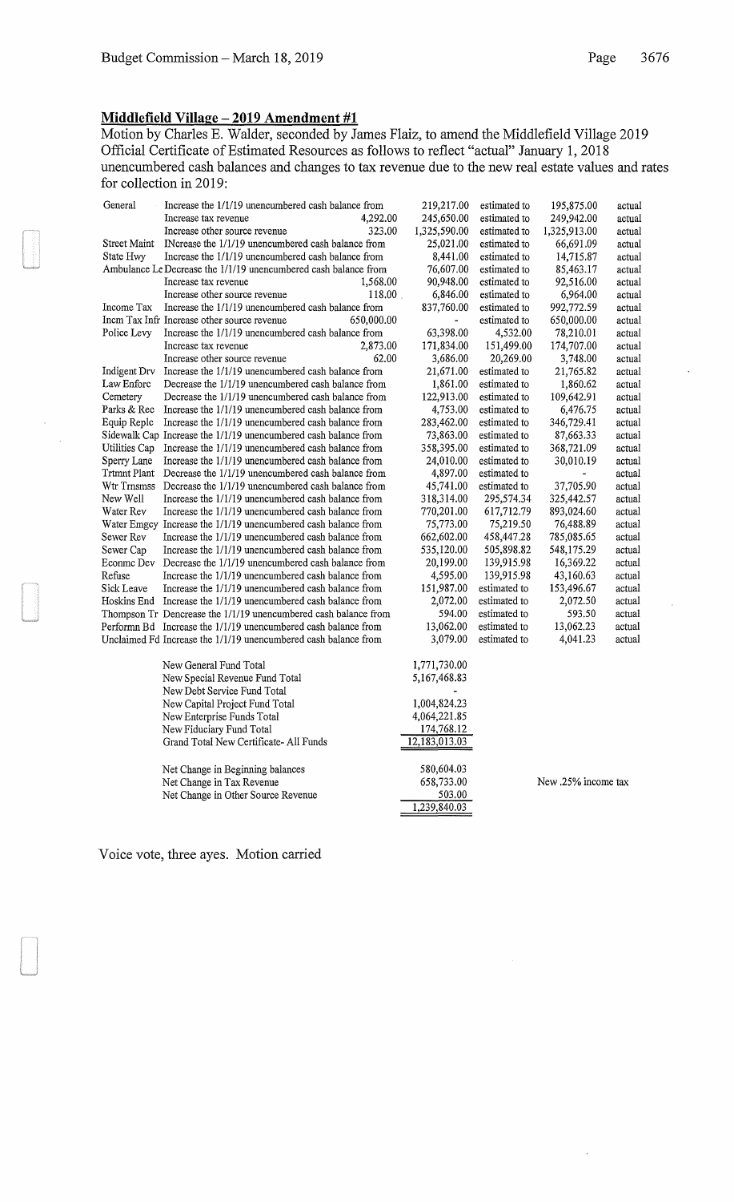## Middlefield Village – 2019 Amendment #1

Motion by Charles E. Walder, seconded by James Flaiz, to amend the Middlefield Village 2019 Official Certificate of Estimated Resources as follows to reflect "actual" January 1, 2018 unencumbered cash balances and changes to tax revenue due to the new real estate values and rates for collection in 2019:

| Fund | Description | Amount | From | | To | |
|---|---|---|---|---|---|---|
| General | Increase the 1/1/19 unencumbered cash balance from | | 219,217.00 | estimated to | 195,875.00 | actual |
| | Increase tax revenue | 4,292.00 | 245,650.00 | estimated to | 249,942.00 | actual |
| | Increase other source revenue | 323.00 | 1,325,590.00 | estimated to | 1,325,913.00 | actual |
| Street Maint | INcrease the 1/1/19 unencumbered cash balance from | | 25,021.00 | estimated to | 66,691.09 | actual |
| State Hwy | Increase the 1/1/19 unencumbered cash balance from | | 8,441.00 | estimated to | 14,715.87 | actual |
| Ambulance Le | Decrease the 1/1/19 unencumbered cash balance from | | 76,607.00 | estimated to | 85,463.17 | actual |
| | Increase tax revenue | 1,568.00 | 90,948.00 | estimated to | 92,516.00 | actual |
| | Increase other source revenue | 118.00 | 6,846.00 | estimated to | 6,964.00 | actual |
| Income Tax | Increase the 1/1/19 unencumbered cash balance from | | 837,760.00 | estimated to | 992,772.59 | actual |
| Incm Tax Infr | Increase other source revenue | 650,000.00 | - | estimated to | 650,000.00 | actual |
| Police Levy | Increase the 1/1/19 unencumbered cash balance from | | 63,398.00 | 4,532.00 | 78,210.01 | actual |
| | Increase tax revenue | 2,873.00 | 171,834.00 | 151,499.00 | 174,707.00 | actual |
| | Increase other source revenue | 62.00 | 3,686.00 | 20,269.00 | 3,748.00 | actual |
| Indigent Drv | Increase the 1/1/19 unencumbered cash balance from | | 21,671.00 | estimated to | 21,765.82 | actual |
| Law Enforc | Decrease the 1/1/19 unencumbered cash balance from | | 1,861.00 | estimated to | 1,860.62 | actual |
| Cemetery | Decrease the 1/1/19 unencumbered cash balance from | | 122,913.00 | estimated to | 109,642.91 | actual |
| Parks & Rec | Increase the 1/1/19 unencumbered cash balance from | | 4,753.00 | estimated to | 6,476.75 | actual |
| Equip Replc | Increase the 1/1/19 unencumbered cash balance from | | 283,462.00 | estimated to | 346,729.41 | actual |
| Sidewalk Cap | Increase the 1/1/19 unencumbered cash balance from | | 73,863.00 | estimated to | 87,663.33 | actual |
| Utilities Cap | Increase the 1/1/19 unencumbered cash balance from | | 358,395.00 | estimated to | 368,721.09 | actual |
| Sperry Lane | Increase the 1/1/19 unencumbered cash balance from | | 24,010.00 | estimated to | 30,010.19 | actual |
| Trtmnt Plant | Decrease the 1/1/19 unencumbered cash balance from | | 4,897.00 | estimated to | - | actual |
| Wtr Trnsmss | Decrease the 1/1/19 unencumbered cash balance from | | 45,741.00 | estimated to | 37,705.90 | actual |
| New Well | Increase the 1/1/19 unencumbered cash balance from | | 318,314.00 | 295,574.34 | 325,442.57 | actual |
| Water Rev | Increase the 1/1/19 unencumbered cash balance from | | 770,201.00 | 617,712.79 | 893,024.60 | actual |
| Water Emgcy | Increase the 1/1/19 unencumbered cash balance from | | 75,773.00 | 75,219.50 | 76,488.89 | actual |
| Sewer Rev | Increase the 1/1/19 unencumbered cash balance from | | 662,602.00 | 458,447.28 | 785,085.65 | actual |
| Sewer Cap | Increase the 1/1/19 unencumbered cash balance from | | 535,120.00 | 505,898.82 | 548,175.29 | actual |
| Econmc Dev | Decrease the 1/1/19 unencumbered cash balance from | | 20,199.00 | 139,915.98 | 16,369.22 | actual |
| Refuse | Increase the 1/1/19 unencumbered cash balance from | | 4,595.00 | 139,915.98 | 43,160.63 | actual |
| Sick Leave | Increase the 1/1/19 unencumbered cash balance from | | 151,987.00 | estimated to | 153,496.67 | actual |
| Hoskins End | Increase the 1/1/19 unencumbered cash balance from | | 2,072.00 | estimated to | 2,072.50 | actual |
| Thompson Tr | Decrease the 1/1/19 unencumbered cash balance from | | 594.00 | estimated to | 593.50 | actual |
| Performn Bd | Increase the 1/1/19 unencumbered cash balance from | | 13,062.00 | estimated to | 13,062.23 | actual |
| Unclaimed Fd | Increase the 1/1/19 unencumbered cash balance from | | 3,079.00 | estimated to | 4,041.23 | actual |

| | |
|---|---|
| New General Fund Total | 1,771,730.00 |
| New Special Revenue Fund Total | 5,167,468.83 |
| New Debt Service Fund Total | - |
| New Capital Project Fund Total | 1,004,824.23 |
| New Enterprise Funds Total | 4,064,221.85 |
| New Fiduciary Fund Total | 174,768.12 |
| Grand Total New Certificate- All Funds | 12,183,013.03 |

| | | |
|---|---|---|
| Net Change in Beginning balances | 580,604.03 | |
| Net Change in Tax Revenue | 658,733.00 | New .25% income tax |
| Net Change in Other Source Revenue | 503.00 | |
| | 1,239,840.03 | |

Voice vote, three ayes. Motion carried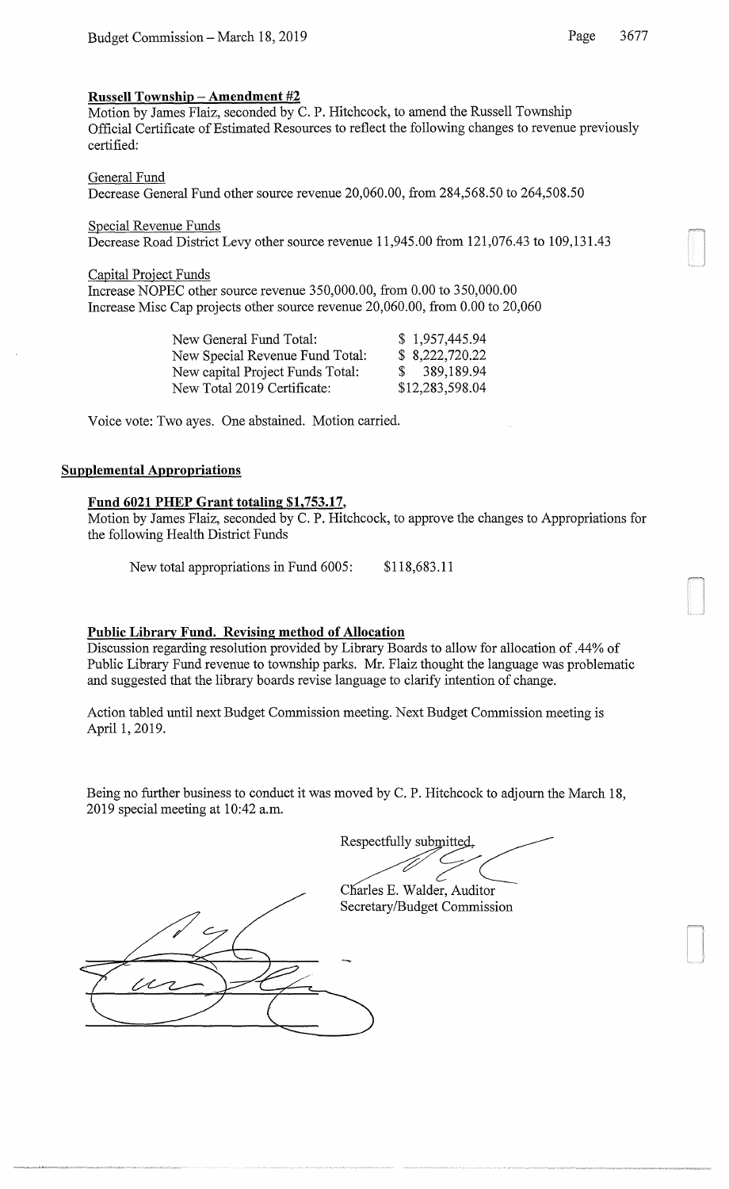**Russell Township – Amendment #2**

Motion by James Flaiz, seconded by C. P. Hitchcock, to amend the Russell Township Official Certificate of Estimated Resources to reflect the following changes to revenue previously certified:

General Fund

Decrease General Fund other source revenue 20,060.00, from 284,568.50 to 264,508.50

Special Revenue Funds

Decrease Road District Levy other source revenue 11,945.00 from 121,076.43 to 109,131.43

Capital Project Funds

Increase NOPEC other source revenue 350,000.00, from 0.00 to 350,000.00

Increase Misc Cap projects other source revenue 20,060.00, from 0.00 to 20,060

| | |
|---|---|
| New General Fund Total: | $ 1,957,445.94 |
| New Special Revenue Fund Total: | $ 8,222,720.22 |
| New capital Project Funds Total: | $ 389,189.94 |
| New Total 2019 Certificate: | $12,283,598.04 |

Voice vote: Two ayes. One abstained. Motion carried.

**Supplemental Appropriations**

**Fund 6021 PHEP Grant totaling $1,753.17,**

Motion by James Flaiz, seconded by C. P. Hitchcock, to approve the changes to Appropriations for the following Health District Funds

New total appropriations in Fund 6005: $118,683.11

**Public Library Fund. Revising method of Allocation**

Discussion regarding resolution provided by Library Boards to allow for allocation of .44% of Public Library Fund revenue to township parks. Mr. Flaiz thought the language was problematic and suggested that the library boards revise language to clarify intention of change.

Action tabled until next Budget Commission meeting. Next Budget Commission meeting is April 1, 2019.

Being no further business to conduct it was moved by C. P. Hitchcock to adjourn the March 18, 2019 special meeting at 10:42 a.m.

Respectfully submitted,

Charles E. Walder, Auditor
Secretary/Budget Commission